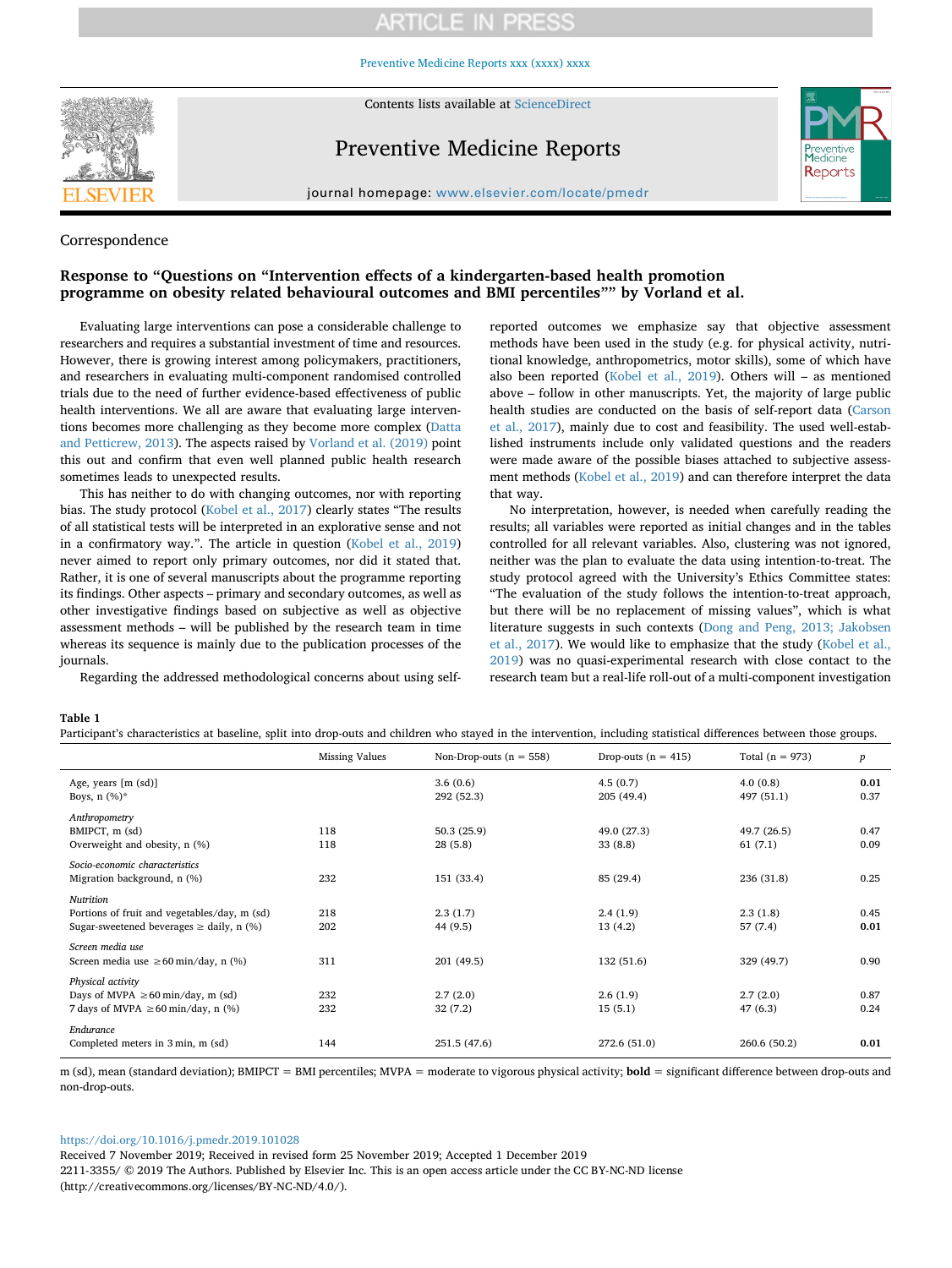Correspondence

# Response to "Questions on "Intervention effects of a kindergarten-based health promotion programme on obesity related behavioural outcomes and BMI percentiles"" by Vorland et al.

Evaluating large interventions can pose a considerable challenge to researchers and requires a substantial investment of time and resources. However, there is growing interest among policymakers, practitioners, and researchers in evaluating multi-component randomised controlled trials due to the need of further evidence-based effectiveness of public health interventions. We all are aware that evaluating large interventions becomes more challenging as they become more complex (Datta and Petticrew, 2013). The aspects raised by Vorland et al. (2019) point this out and confirm that even well planned public health research sometimes leads to unexpected results.

This has neither to do with changing outcomes, nor with reporting bias. The study protocol (Kobel et al., 2017) clearly states "The results of all statistical tests will be interpreted in an explorative sense and not in a confirmatory way.". The article in question (Kobel et al., 2019) never aimed to report only primary outcomes, nor did it stated that. Rather, it is one of several manuscripts about the programme reporting its findings. Other aspects – primary and secondary outcomes, as well as other investigative findings based on subjective as well as objective assessment methods – will be published by the research team in time whereas its sequence is mainly due to the publication processes of the journals.

Regarding the addressed methodological concerns about using self-reported outcomes we emphasize say that objective assessment methods have been used in the study (e.g. for physical activity, nutritional knowledge, anthropometrics, motor skills), some of which have also been reported (Kobel et al., 2019). Others will – as mentioned above – follow in other manuscripts. Yet, the majority of large public health studies are conducted on the basis of self-report data (Carson et al., 2017), mainly due to cost and feasibility. The used well-established instruments include only validated questions and the readers were made aware of the possible biases attached to subjective assessment methods (Kobel et al., 2019) and can therefore interpret the data that way.

No interpretation, however, is needed when carefully reading the results; all variables were reported as initial changes and in the tables controlled for all relevant variables. Also, clustering was not ignored, neither was the plan to evaluate the data using intention-to-treat. The study protocol agreed with the University's Ethics Committee states: "The evaluation of the study follows the intention-to-treat approach, but there will be no replacement of missing values", which is what literature suggests in such contexts (Dong and Peng, 2013; Jakobsen et al., 2017). We would like to emphasize that the study (Kobel et al., 2019) was no quasi-experimental research with close contact to the research team but a real-life roll-out of a multi-component investigation

**Table 1**
Participant's characteristics at baseline, split into drop-outs and children who stayed in the intervention, including statistical differences between those groups.

| | Missing Values | Non-Drop-outs (n = 558) | Drop-outs (n = 415) | Total (n = 973) | p |
|---|---|---|---|---|---|
| Age, years [m (sd)] | | 3.6 (0.6) | 4.5 (0.7) | 4.0 (0.8) | **0.01** |
| Boys, n (%)* | | 292 (52.3) | 205 (49.4) | 497 (51.1) | 0.37 |
| *Anthropometry* | | | | | |
| BMIPCT, m (sd) | 118 | 50.3 (25.9) | 49.0 (27.3) | 49.7 (26.5) | 0.47 |
| Overweight and obesity, n (%) | 118 | 28 (5.8) | 33 (8.8) | 61 (7.1) | 0.09 |
| *Socio-economic characteristics* | | | | | |
| Migration background, n (%) | 232 | 151 (33.4) | 85 (29.4) | 236 (31.8) | 0.25 |
| *Nutrition* | | | | | |
| Portions of fruit and vegetables/day, m (sd) | 218 | 2.3 (1.7) | 2.4 (1.9) | 2.3 (1.8) | 0.45 |
| Sugar-sweetened beverages ≥ daily, n (%) | 202 | 44 (9.5) | 13 (4.2) | 57 (7.4) | **0.01** |
| *Screen media use* | | | | | |
| Screen media use ≥60 min/day, n (%) | 311 | 201 (49.5) | 132 (51.6) | 329 (49.7) | 0.90 |
| *Physical activity* | | | | | |
| Days of MVPA ≥60 min/day, m (sd) | 232 | 2.7 (2.0) | 2.6 (1.9) | 2.7 (2.0) | 0.87 |
| 7 days of MVPA ≥60 min/day, n (%) | 232 | 32 (7.2) | 15 (5.1) | 47 (6.3) | 0.24 |
| *Endurance* | | | | | |
| Completed meters in 3 min, m (sd) | 144 | 251.5 (47.6) | 272.6 (51.0) | 260.6 (50.2) | **0.01** |

m (sd), mean (standard deviation); BMIPCT = BMI percentiles; MVPA = moderate to vigorous physical activity; **bold** = significant difference between drop-outs and non-drop-outs.

https://doi.org/10.1016/j.pmedr.2019.101028
Received 7 November 2019; Received in revised form 25 November 2019; Accepted 1 December 2019
2211-3355/ © 2019 The Authors. Published by Elsevier Inc. This is an open access article under the CC BY-NC-ND license (http://creativecommons.org/licenses/BY-NC-ND/4.0/).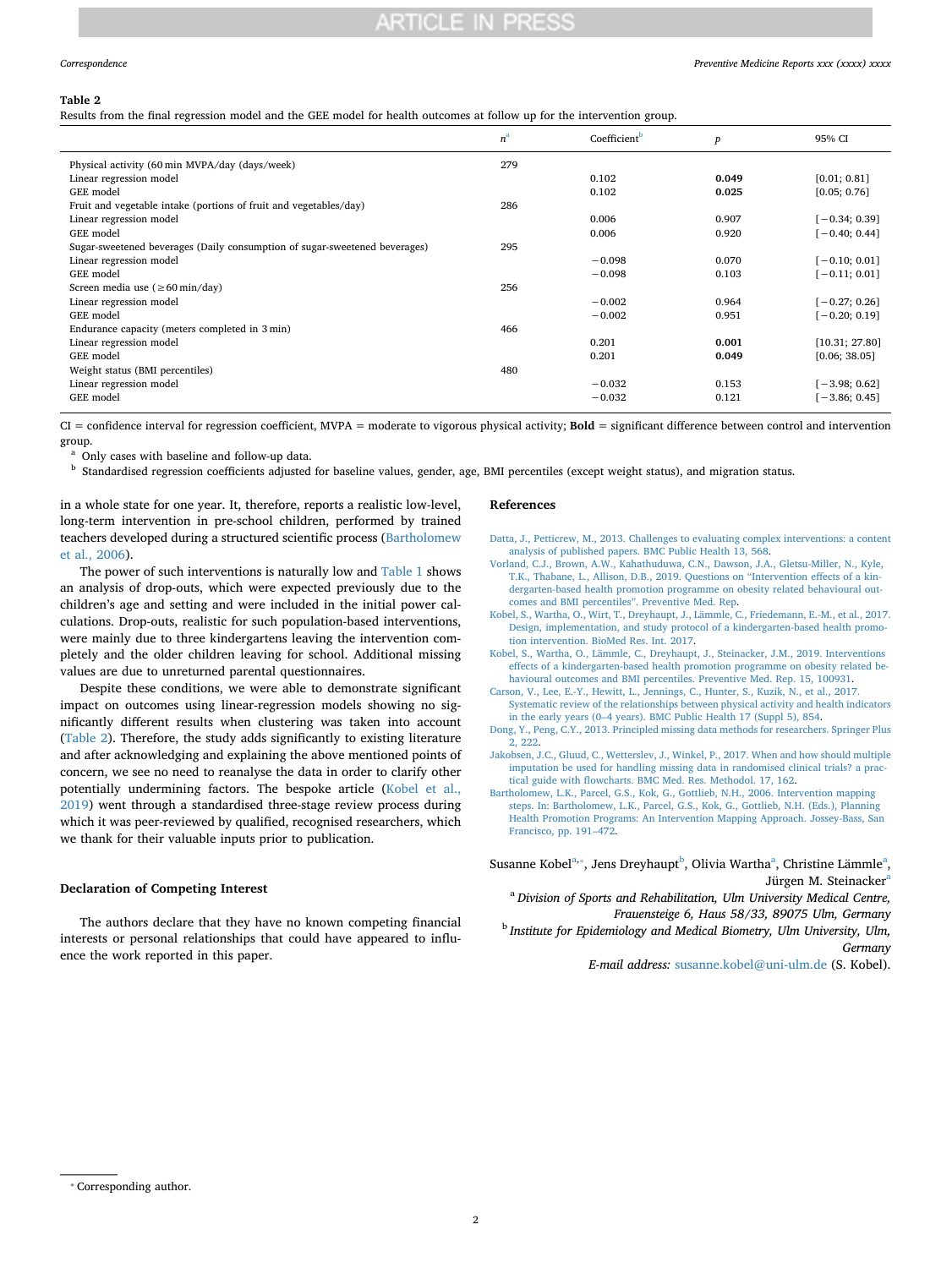**Table 2**

Results from the final regression model and the GEE model for health outcomes at follow up for the intervention group.

| | n[a] | Coefficient[b] | p | 95% CI |
|---|---|---|---|---|
| Physical activity (60 min MVPA/day (days/week) | 279 | | | |
| Linear regression model | | 0.102 | **0.049** | [0.01; 0.81] |
| GEE model | | 0.102 | **0.025** | [0.05; 0.76] |
| Fruit and vegetable intake (portions of fruit and vegetables/day) | 286 | | | |
| Linear regression model | | 0.006 | 0.907 | [−0.34; 0.39] |
| GEE model | | 0.006 | 0.920 | [−0.40; 0.44] |
| Sugar-sweetened beverages (Daily consumption of sugar-sweetened beverages) | 295 | | | |
| Linear regression model | | −0.098 | 0.070 | [−0.10; 0.01] |
| GEE model | | −0.098 | 0.103 | [−0.11; 0.01] |
| Screen media use (≥60 min/day) | 256 | | | |
| Linear regression model | | −0.002 | 0.964 | [−0.27; 0.26] |
| GEE model | | −0.002 | 0.951 | [−0.20; 0.19] |
| Endurance capacity (meters completed in 3 min) | 466 | | | |
| Linear regression model | | 0.201 | **0.001** | [10.31; 27.80] |
| GEE model | | 0.201 | **0.049** | [0.06; 38.05] |
| Weight status (BMI percentiles) | 480 | | | |
| Linear regression model | | −0.032 | 0.153 | [−3.98; 0.62] |
| GEE model | | −0.032 | 0.121 | [−3.86; 0.45] |

CI = confidence interval for regression coefficient, MVPA = moderate to vigorous physical activity; **Bold** = significant difference between control and intervention group.

[a] Only cases with baseline and follow-up data.

[b] Standardised regression coefficients adjusted for baseline values, gender, age, BMI percentiles (except weight status), and migration status.

in a whole state for one year. It, therefore, reports a realistic low-level, long-term intervention in pre-school children, performed by trained teachers developed during a structured scientific process (Bartholomew et al., 2006).

The power of such interventions is naturally low and Table 1 shows an analysis of drop-outs, which were expected previously due to the children's age and setting and were included in the initial power calculations. Drop-outs, realistic for such population-based interventions, were mainly due to three kindergartens leaving the intervention completely and the older children leaving for school. Additional missing values are due to unreturned parental questionnaires.

Despite these conditions, we were able to demonstrate significant impact on outcomes using linear-regression models showing no significantly different results when clustering was taken into account (Table 2). Therefore, the study adds significantly to existing literature and after acknowledging and explaining the above mentioned points of concern, we see no need to reanalyse the data in order to clarify other potentially undermining factors. The bespoke article (Kobel et al., 2019) went through a standardised three-stage review process during which it was peer-reviewed by qualified, recognised researchers, which we thank for their valuable inputs prior to publication.

## Declaration of Competing Interest

The authors declare that they have no known competing financial interests or personal relationships that could have appeared to influence the work reported in this paper.

## References

Datta, J., Petticrew, M., 2013. Challenges to evaluating complex interventions: a content analysis of published papers. BMC Public Health 13, 568.

Vorland, C.J., Brown, A.W., Kahathuduwa, C.N., Dawson, J.A., Gletsu-Miller, N., Kyle, T.K., Thabane, L., Allison, D.B., 2019. Questions on "Intervention effects of a kindergarten-based health promotion programme on obesity related behavioural outcomes and BMI percentiles". Preventive Med. Rep.

Kobel, S., Wartha, O., Wirt, T., Dreyhaupt, J., Lämmle, C., Friedemann, E.-M., et al., 2017. Design, implementation, and study protocol of a kindergarten-based health promotion intervention. BioMed Res. Int. 2017.

Kobel, S., Wartha, O., Lämmle, C., Dreyhaupt, J., Steinacker, J.M., 2019. Interventions effects of a kindergarten-based health promotion programme on obesity related behavioural outcomes and BMI percentiles. Preventive Med. Rep. 15, 100931.

Carson, V., Lee, E.-Y., Hewitt, L., Jennings, C., Hunter, S., Kuzik, N., et al., 2017. Systematic review of the relationships between physical activity and health indicators in the early years (0–4 years). BMC Public Health 17 (Suppl 5), 854.

Dong, Y., Peng, C.Y., 2013. Principled missing data methods for researchers. Springer Plus 2, 222.

Jakobsen, J.C., Gluud, C., Wetterslev, J., Winkel, P., 2017. When and how should multiple imputation be used for handling missing data in randomised clinical trials? a practical guide with flowcharts. BMC Med. Res. Methodol. 17, 162.

Bartholomew, L.K., Parcel, G.S., Kok, G., Gottlieb, N.H., 2006. Intervention mapping steps. In: Bartholomew, L.K., Parcel, G.S., Kok, G., Gottlieb, N.H. (Eds.), Planning Health Promotion Programs: An Intervention Mapping Approach. Jossey-Bass, San Francisco, pp. 191–472.

Susanne Kobel[a,*], Jens Dreyhaupt[b], Olivia Wartha[a], Christine Lämmle[a], Jürgen M. Steinacker[a]

[a] *Division of Sports and Rehabilitation, Ulm University Medical Centre, Frauensteige 6, Haus 58/33, 89075 Ulm, Germany*

[b] *Institute for Epidemiology and Medical Biometry, Ulm University, Ulm, Germany*

*E-mail address:* susanne.kobel@uni-ulm.de (S. Kobel).

[*] Corresponding author.